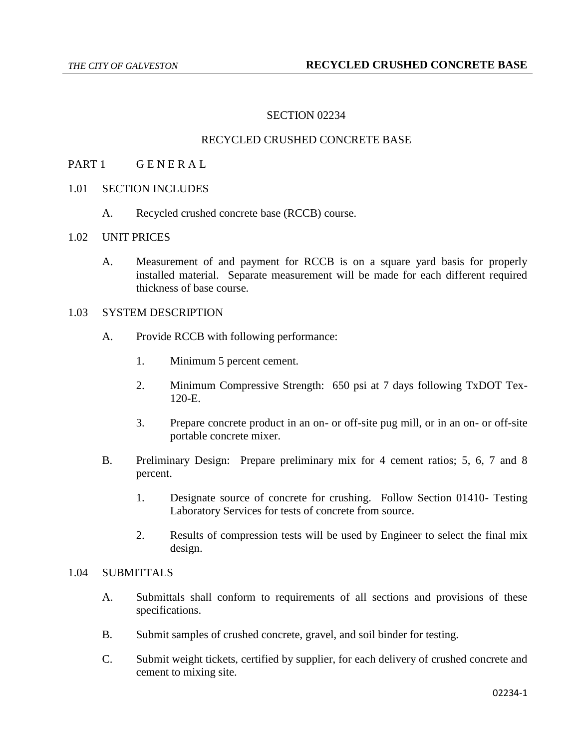# SECTION 02234

# RECYCLED CRUSHED CONCRETE BASE

## PART 1 G E N E R A L

### 1.01 SECTION INCLUDES

A. Recycled crushed concrete base (RCCB) course.

### 1.02 UNIT PRICES

A. Measurement of and payment for RCCB is on a square yard basis for properly installed material. Separate measurement will be made for each different required thickness of base course.

### 1.03 SYSTEM DESCRIPTION

A. Provide RCCB with following performance:

1. Minimum 5 percent cement.
2. Minimum Compressive Strength: 650 psi at 7 days following TxDOT Tex-120-E.
3. Prepare concrete product in an on- or off-site pug mill, or in an on- or off-site portable concrete mixer.

B. Preliminary Design: Prepare preliminary mix for 4 cement ratios; 5, 6, 7 and 8 percent.

1. Designate source of concrete for crushing. Follow Section 01410- Testing Laboratory Services for tests of concrete from source.
2. Results of compression tests will be used by Engineer to select the final mix design.

### 1.04 SUBMITTALS

A. Submittals shall conform to requirements of all sections and provisions of these specifications.

B. Submit samples of crushed concrete, gravel, and soil binder for testing.

C. Submit weight tickets, certified by supplier, for each delivery of crushed concrete and cement to mixing site.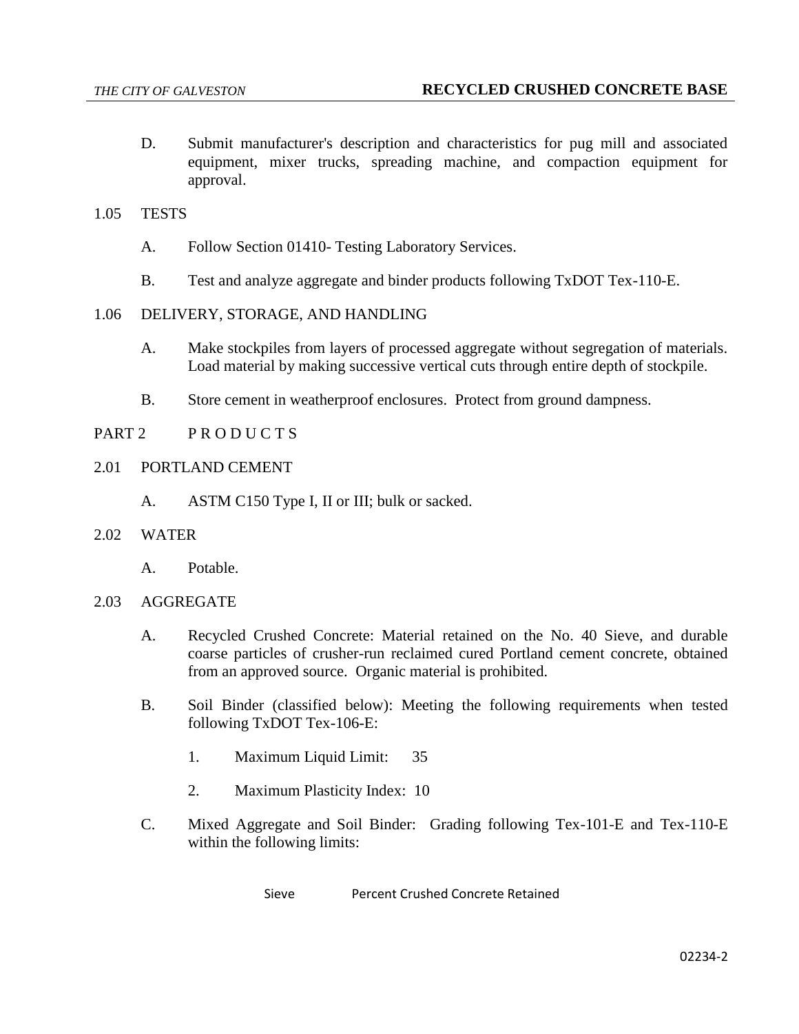D. Submit manufacturer's description and characteristics for pug mill and associated equipment, mixer trucks, spreading machine, and compaction equipment for approval.

## 1.05 TESTS

A. Follow Section 01410- Testing Laboratory Services.

B. Test and analyze aggregate and binder products following TxDOT Tex-110-E.

## 1.06 DELIVERY, STORAGE, AND HANDLING

A. Make stockpiles from layers of processed aggregate without segregation of materials. Load material by making successive vertical cuts through entire depth of stockpile.

B. Store cement in weatherproof enclosures. Protect from ground dampness.

# PART 2 P R O D U C T S

## 2.01 PORTLAND CEMENT

A. ASTM C150 Type I, II or III; bulk or sacked.

## 2.02 WATER

A. Potable.

## 2.03 AGGREGATE

A. Recycled Crushed Concrete: Material retained on the No. 40 Sieve, and durable coarse particles of crusher-run reclaimed cured Portland cement concrete, obtained from an approved source. Organic material is prohibited.

B. Soil Binder (classified below): Meeting the following requirements when tested following TxDOT Tex-106-E:

1. Maximum Liquid Limit: 35

2. Maximum Plasticity Index: 10

C. Mixed Aggregate and Soil Binder: Grading following Tex-101-E and Tex-110-E within the following limits:

| Sieve | Percent Crushed Concrete Retained |
|---|---|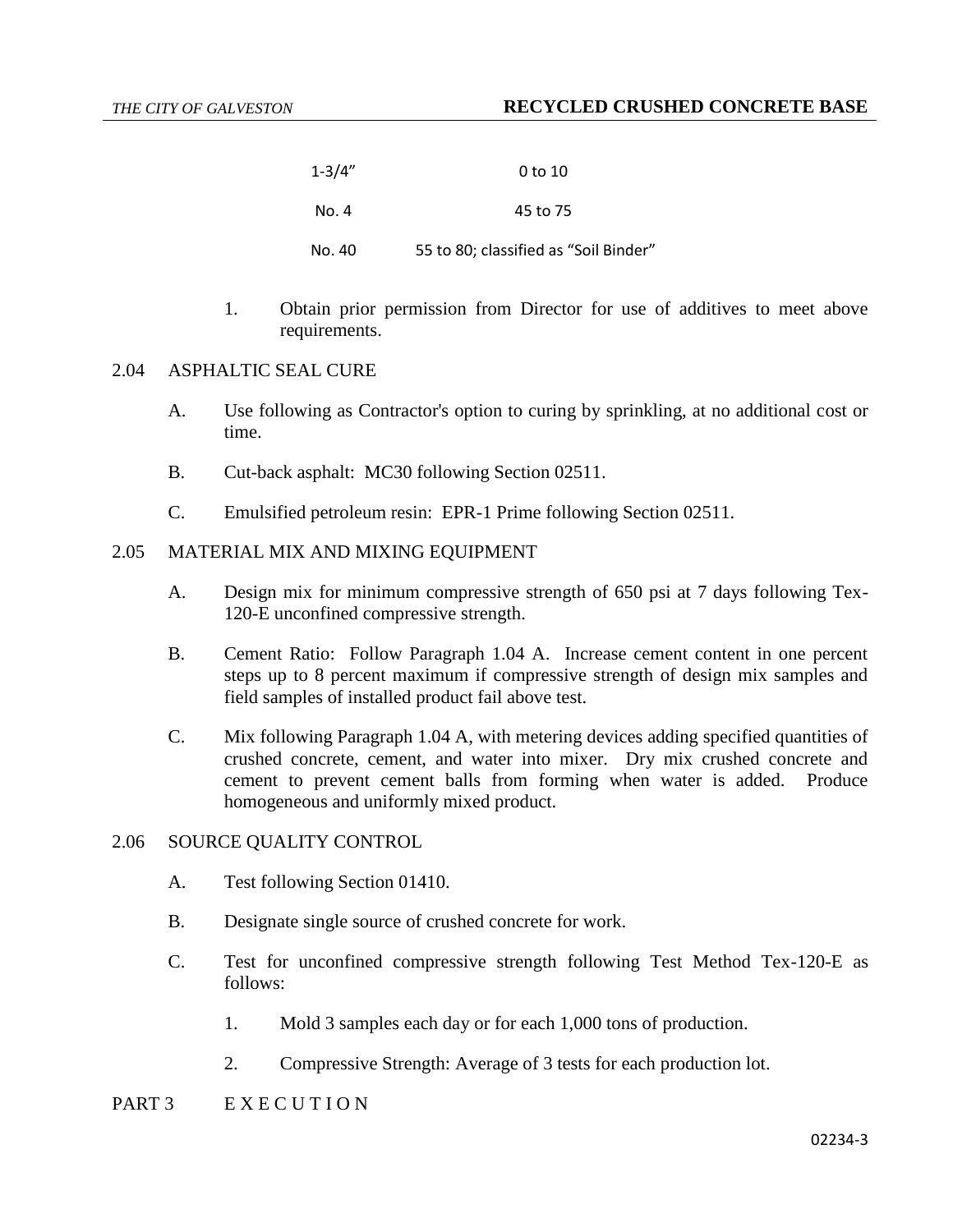| | |
|---|---|
| 1-3/4" | 0 to 10 |
| No. 4 | 45 to 75 |
| No. 40 | 55 to 80; classified as "Soil Binder" |

1. Obtain prior permission from Director for use of additives to meet above requirements.

## 2.04 ASPHALTIC SEAL CURE

A. Use following as Contractor's option to curing by sprinkling, at no additional cost or time.

B. Cut-back asphalt: MC30 following Section 02511.

C. Emulsified petroleum resin: EPR-1 Prime following Section 02511.

## 2.05 MATERIAL MIX AND MIXING EQUIPMENT

A. Design mix for minimum compressive strength of 650 psi at 7 days following Tex-120-E unconfined compressive strength.

B. Cement Ratio: Follow Paragraph 1.04 A. Increase cement content in one percent steps up to 8 percent maximum if compressive strength of design mix samples and field samples of installed product fail above test.

C. Mix following Paragraph 1.04 A, with metering devices adding specified quantities of crushed concrete, cement, and water into mixer. Dry mix crushed concrete and cement to prevent cement balls from forming when water is added. Produce homogeneous and uniformly mixed product.

## 2.06 SOURCE QUALITY CONTROL

A. Test following Section 01410.

B. Designate single source of crushed concrete for work.

C. Test for unconfined compressive strength following Test Method Tex-120-E as follows:

1. Mold 3 samples each day or for each 1,000 tons of production.

2. Compressive Strength: Average of 3 tests for each production lot.

# PART 3 E X E C U T I O N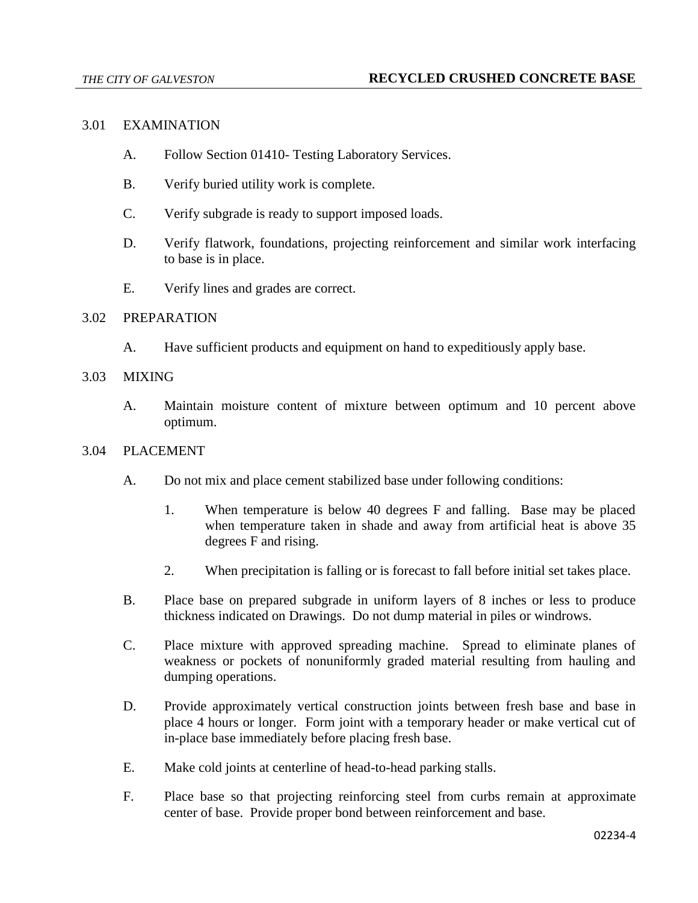## 3.01 EXAMINATION

A. Follow Section 01410- Testing Laboratory Services.

B. Verify buried utility work is complete.

C. Verify subgrade is ready to support imposed loads.

D. Verify flatwork, foundations, projecting reinforcement and similar work interfacing to base is in place.

E. Verify lines and grades are correct.

## 3.02 PREPARATION

A. Have sufficient products and equipment on hand to expeditiously apply base.

## 3.03 MIXING

A. Maintain moisture content of mixture between optimum and 10 percent above optimum.

## 3.04 PLACEMENT

A. Do not mix and place cement stabilized base under following conditions:

   1. When temperature is below 40 degrees F and falling. Base may be placed when temperature taken in shade and away from artificial heat is above 35 degrees F and rising.

   2. When precipitation is falling or is forecast to fall before initial set takes place.

B. Place base on prepared subgrade in uniform layers of 8 inches or less to produce thickness indicated on Drawings. Do not dump material in piles or windrows.

C. Place mixture with approved spreading machine. Spread to eliminate planes of weakness or pockets of nonuniformly graded material resulting from hauling and dumping operations.

D. Provide approximately vertical construction joints between fresh base and base in place 4 hours or longer. Form joint with a temporary header or make vertical cut of in-place base immediately before placing fresh base.

E. Make cold joints at centerline of head-to-head parking stalls.

F. Place base so that projecting reinforcing steel from curbs remain at approximate center of base. Provide proper bond between reinforcement and base.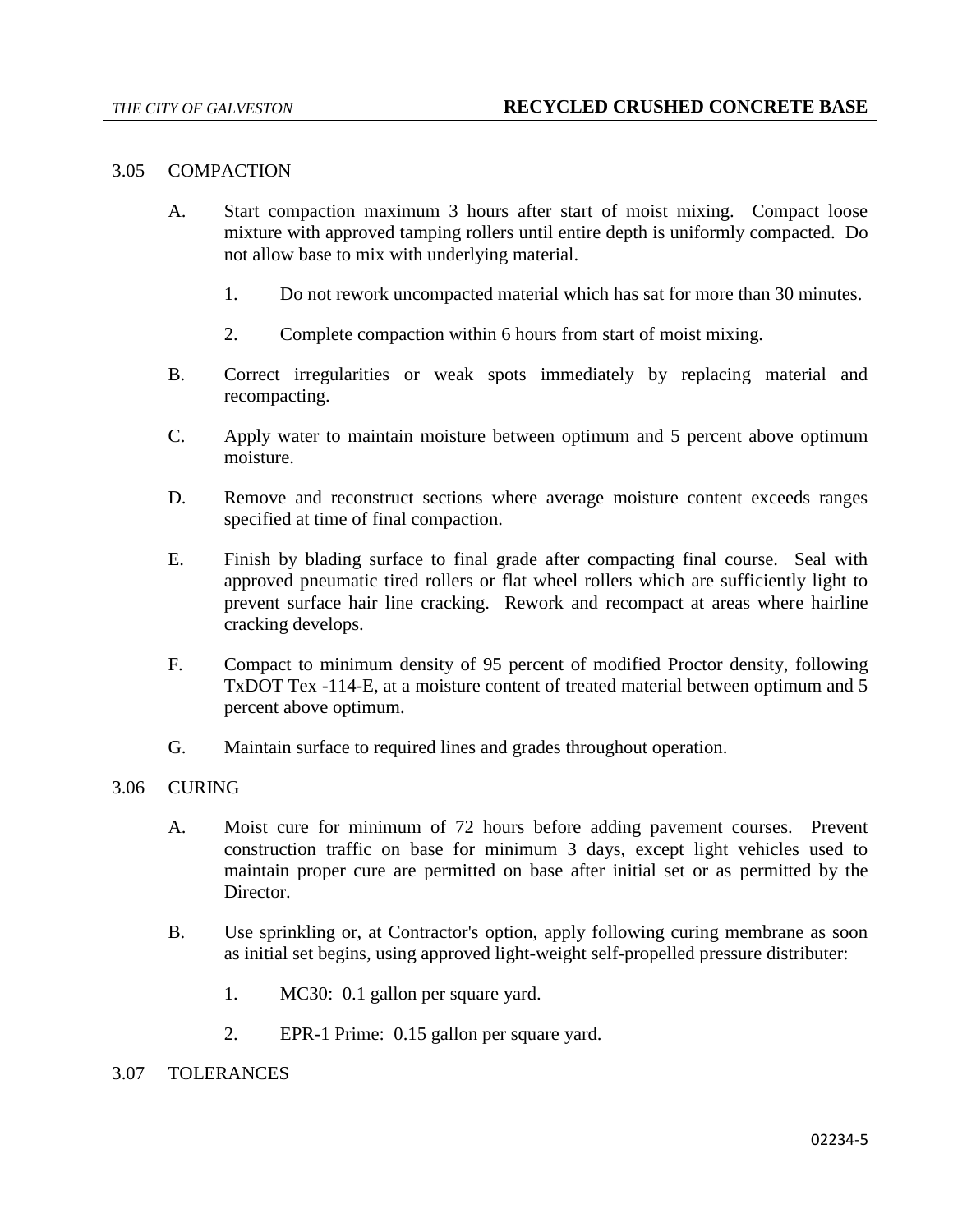## 3.05 COMPACTION

A. Start compaction maximum 3 hours after start of moist mixing. Compact loose mixture with approved tamping rollers until entire depth is uniformly compacted. Do not allow base to mix with underlying material.

  1. Do not rework uncompacted material which has sat for more than 30 minutes.

  2. Complete compaction within 6 hours from start of moist mixing.

B. Correct irregularities or weak spots immediately by replacing material and recompacting.

C. Apply water to maintain moisture between optimum and 5 percent above optimum moisture.

D. Remove and reconstruct sections where average moisture content exceeds ranges specified at time of final compaction.

E. Finish by blading surface to final grade after compacting final course. Seal with approved pneumatic tired rollers or flat wheel rollers which are sufficiently light to prevent surface hair line cracking. Rework and recompact at areas where hairline cracking develops.

F. Compact to minimum density of 95 percent of modified Proctor density, following TxDOT Tex -114-E, at a moisture content of treated material between optimum and 5 percent above optimum.

G. Maintain surface to required lines and grades throughout operation.

## 3.06 CURING

A. Moist cure for minimum of 72 hours before adding pavement courses. Prevent construction traffic on base for minimum 3 days, except light vehicles used to maintain proper cure are permitted on base after initial set or as permitted by the Director.

B. Use sprinkling or, at Contractor's option, apply following curing membrane as soon as initial set begins, using approved light-weight self-propelled pressure distributer:

  1. MC30: 0.1 gallon per square yard.

  2. EPR-1 Prime: 0.15 gallon per square yard.

## 3.07 TOLERANCES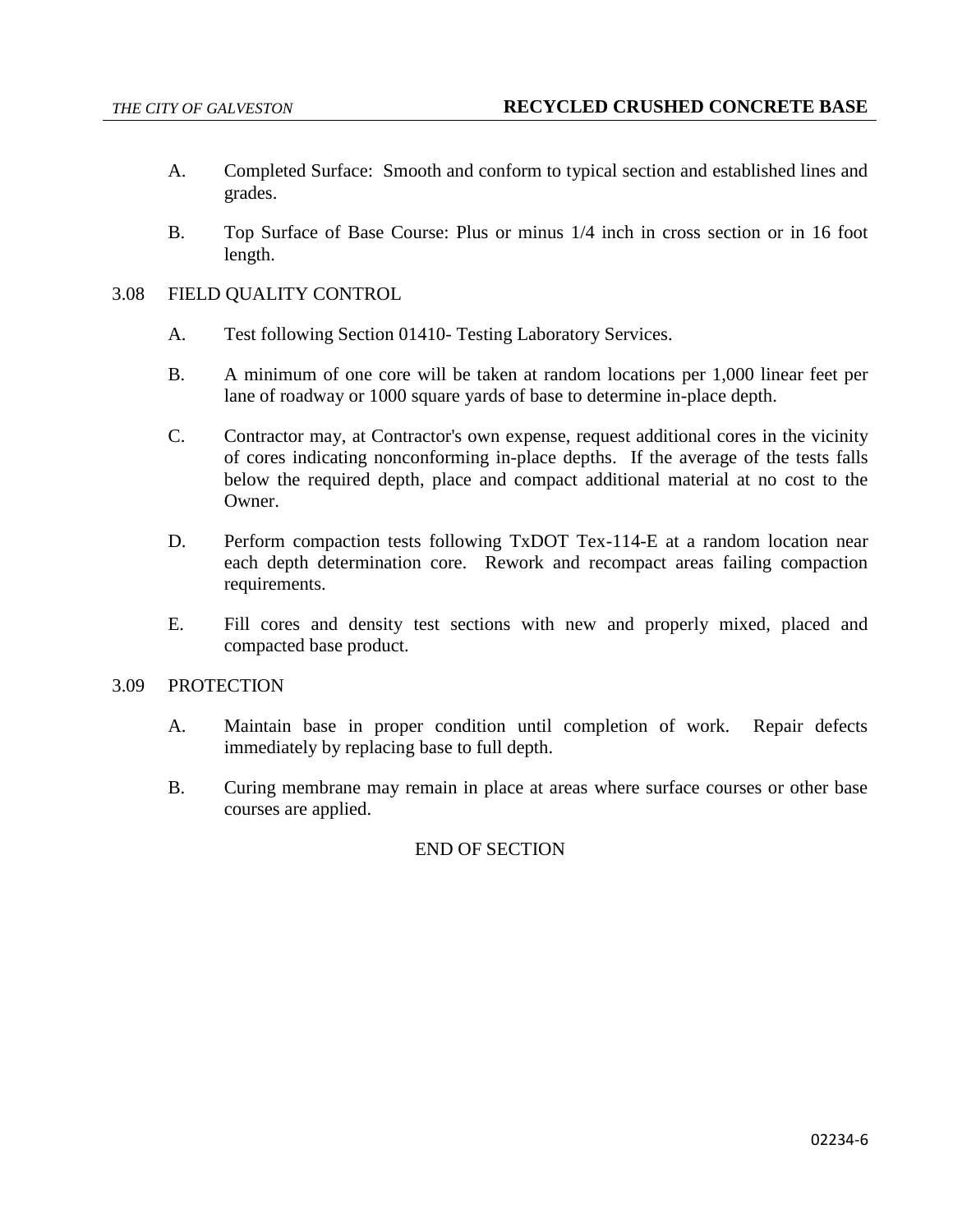A. Completed Surface: Smooth and conform to typical section and established lines and grades.

B. Top Surface of Base Course: Plus or minus 1/4 inch in cross section or in 16 foot length.

## 3.08 FIELD QUALITY CONTROL

A. Test following Section 01410- Testing Laboratory Services.

B. A minimum of one core will be taken at random locations per 1,000 linear feet per lane of roadway or 1000 square yards of base to determine in-place depth.

C. Contractor may, at Contractor's own expense, request additional cores in the vicinity of cores indicating nonconforming in-place depths. If the average of the tests falls below the required depth, place and compact additional material at no cost to the Owner.

D. Perform compaction tests following TxDOT Tex-114-E at a random location near each depth determination core. Rework and recompact areas failing compaction requirements.

E. Fill cores and density test sections with new and properly mixed, placed and compacted base product.

## 3.09 PROTECTION

A. Maintain base in proper condition until completion of work. Repair defects immediately by replacing base to full depth.

B. Curing membrane may remain in place at areas where surface courses or other base courses are applied.

END OF SECTION